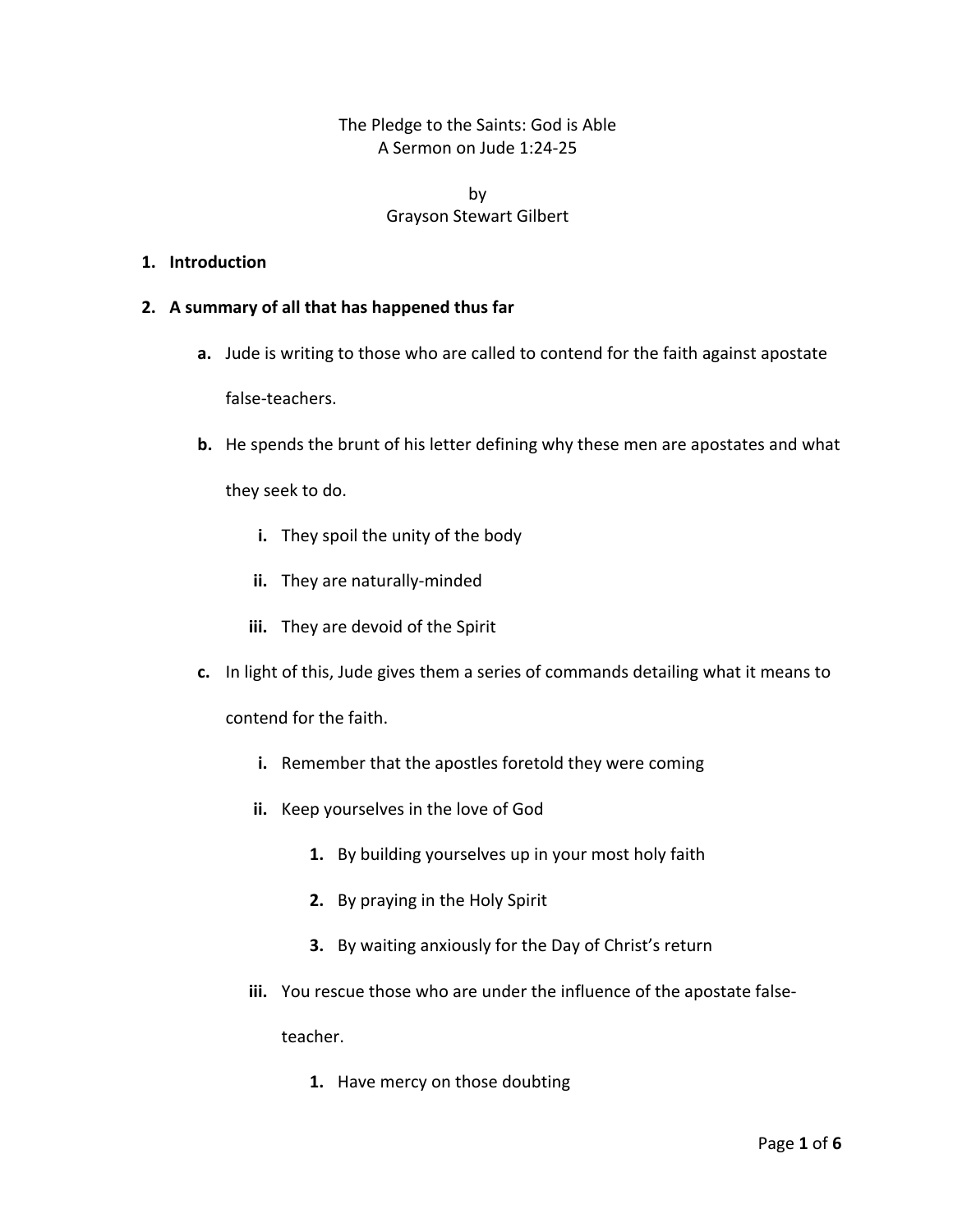The Pledge to the Saints: God is Able
A Sermon on Jude 1:24-25

by
Grayson Stewart Gilbert

1. **Introduction**

2. **A summary of all that has happened thus far**

   a. Jude is writing to those who are called to contend for the faith against apostate false-teachers.

   b. He spends the brunt of his letter defining why these men are apostates and what they seek to do.

      i. They spoil the unity of the body

      ii. They are naturally-minded

      iii. They are devoid of the Spirit

   c. In light of this, Jude gives them a series of commands detailing what it means to contend for the faith.

      i. Remember that the apostles foretold they were coming

      ii. Keep yourselves in the love of God

         1. By building yourselves up in your most holy faith

         2. By praying in the Holy Spirit

         3. By waiting anxiously for the Day of Christ's return

      iii. You rescue those who are under the influence of the apostate false-teacher.

         1. Have mercy on those doubting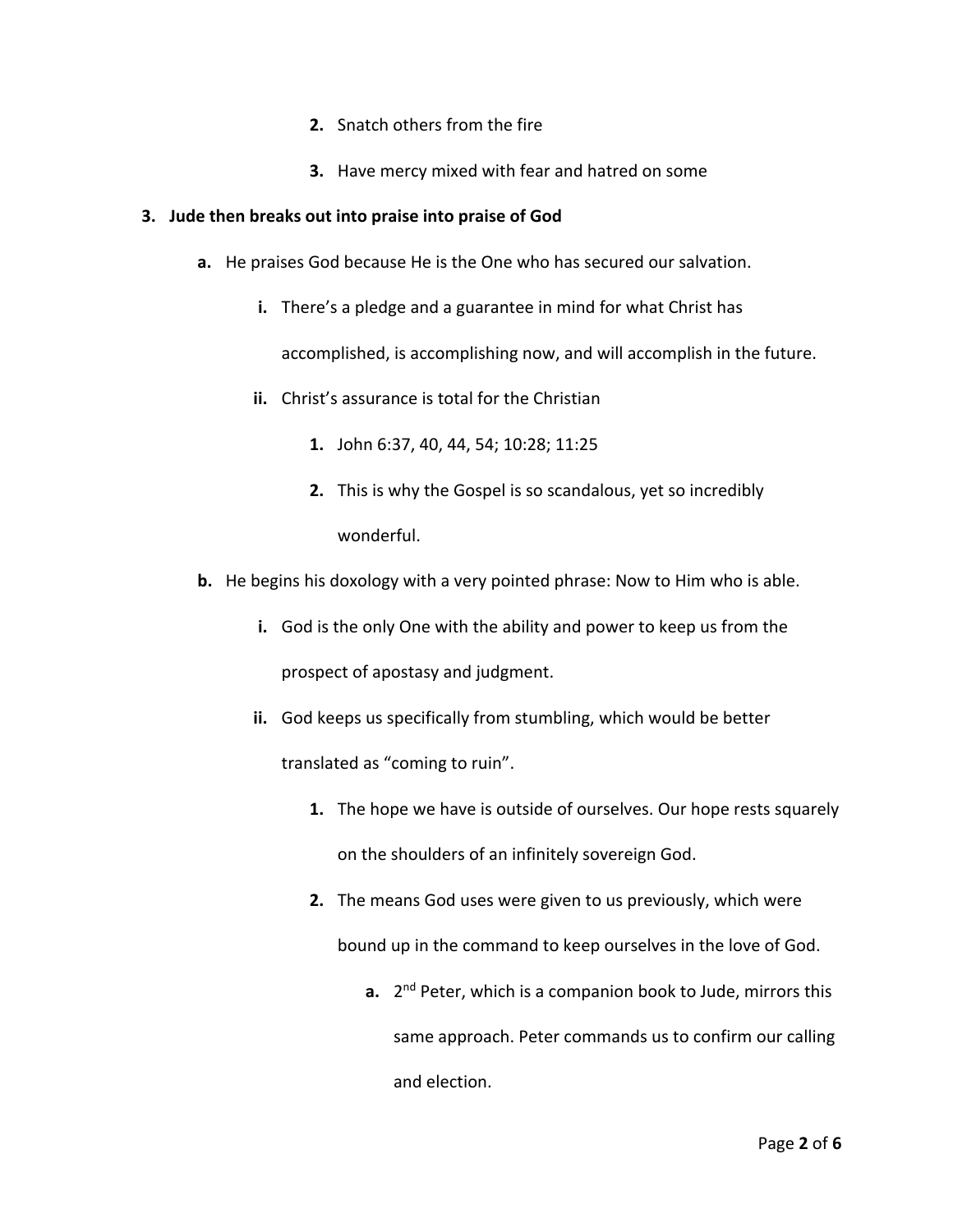2. Snatch others from the fire
        3. Have mercy mixed with fear and hatred on some

3. **Jude then breaks out into praise into praise of God**
    a. He praises God because He is the One who has secured our salvation.
        i. There's a pledge and a guarantee in mind for what Christ has accomplished, is accomplishing now, and will accomplish in the future.
        ii. Christ's assurance is total for the Christian
            1. John 6:37, 40, 44, 54; 10:28; 11:25
            2. This is why the Gospel is so scandalous, yet so incredibly wonderful.
    b. He begins his doxology with a very pointed phrase: Now to Him who is able.
        i. God is the only One with the ability and power to keep us from the prospect of apostasy and judgment.
        ii. God keeps us specifically from stumbling, which would be better translated as "coming to ruin".
            1. The hope we have is outside of ourselves. Our hope rests squarely on the shoulders of an infinitely sovereign God.
            2. The means God uses were given to us previously, which were bound up in the command to keep ourselves in the love of God.
                a. 2nd Peter, which is a companion book to Jude, mirrors this same approach. Peter commands us to confirm our calling and election.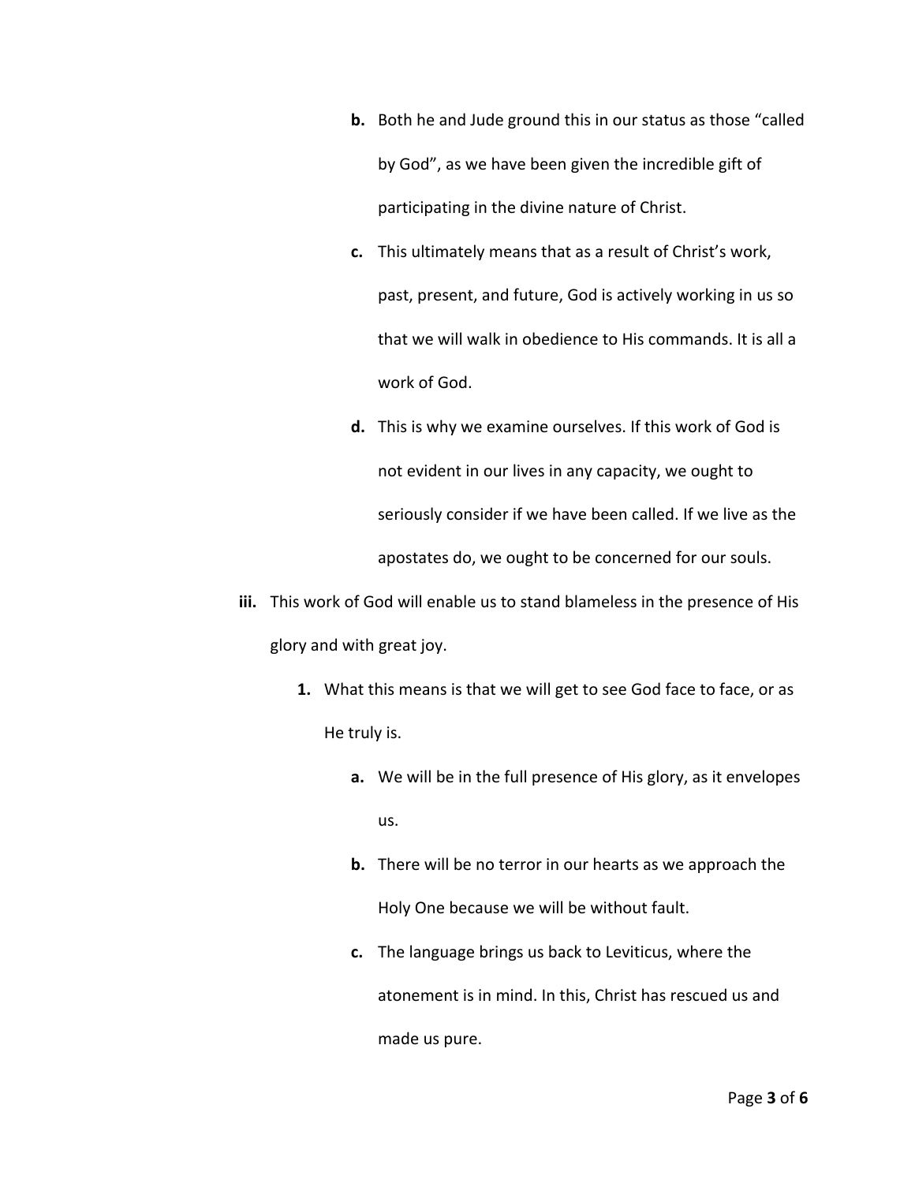b. Both he and Jude ground this in our status as those "called by God", as we have been given the incredible gift of participating in the divine nature of Christ.

c. This ultimately means that as a result of Christ's work, past, present, and future, God is actively working in us so that we will walk in obedience to His commands. It is all a work of God.

d. This is why we examine ourselves. If this work of God is not evident in our lives in any capacity, we ought to seriously consider if we have been called. If we live as the apostates do, we ought to be concerned for our souls.

iii. This work of God will enable us to stand blameless in the presence of His glory and with great joy.

1. What this means is that we will get to see God face to face, or as He truly is.

   a. We will be in the full presence of His glory, as it envelopes us.

   b. There will be no terror in our hearts as we approach the Holy One because we will be without fault.

   c. The language brings us back to Leviticus, where the atonement is in mind. In this, Christ has rescued us and made us pure.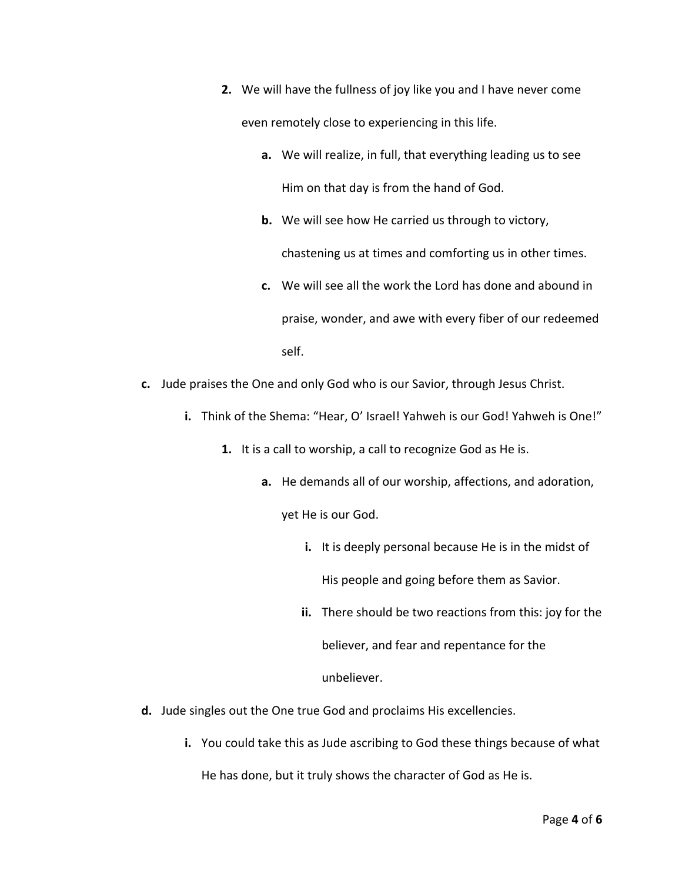2. **2.** We will have the fullness of joy like you and I have never come even remotely close to experiencing in this life.
    - **a.** We will realize, in full, that everything leading us to see Him on that day is from the hand of God.
    - **b.** We will see how He carried us through to victory, chastening us at times and comforting us in other times.
    - **c.** We will see all the work the Lord has done and abound in praise, wonder, and awe with every fiber of our redeemed self.

**c.** Jude praises the One and only God who is our Savior, through Jesus Christ.

- **i.** Think of the Shema: "Hear, O' Israel! Yahweh is our God! Yahweh is One!"
    - **1.** It is a call to worship, a call to recognize God as He is.
        - **a.** He demands all of our worship, affections, and adoration, yet He is our God.
            - **i.** It is deeply personal because He is in the midst of His people and going before them as Savior.
            - **ii.** There should be two reactions from this: joy for the believer, and fear and repentance for the unbeliever.

**d.** Jude singles out the One true God and proclaims His excellencies.

- **i.** You could take this as Jude ascribing to God these things because of what He has done, but it truly shows the character of God as He is.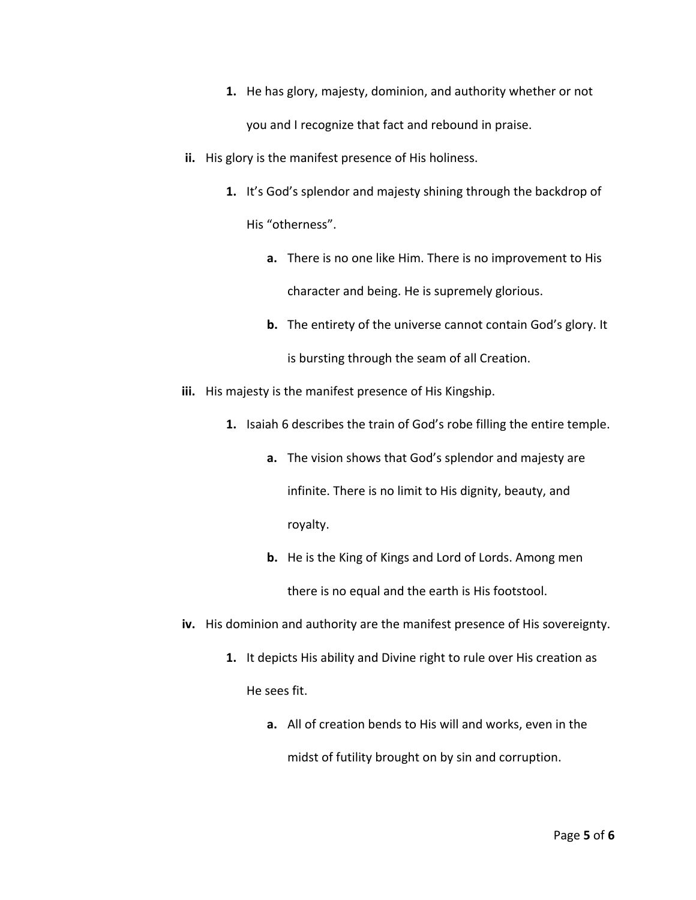1. He has glory, majesty, dominion, and authority whether or not you and I recognize that fact and rebound in praise.

ii. His glory is the manifest presence of His holiness.

    1. It's God's splendor and majesty shining through the backdrop of His "otherness".

        a. There is no one like Him. There is no improvement to His character and being. He is supremely glorious.

        b. The entirety of the universe cannot contain God's glory. It is bursting through the seam of all Creation.

iii. His majesty is the manifest presence of His Kingship.

    1. Isaiah 6 describes the train of God's robe filling the entire temple.

        a. The vision shows that God's splendor and majesty are infinite. There is no limit to His dignity, beauty, and royalty.

        b. He is the King of Kings and Lord of Lords. Among men there is no equal and the earth is His footstool.

iv. His dominion and authority are the manifest presence of His sovereignty.

    1. It depicts His ability and Divine right to rule over His creation as He sees fit.

        a. All of creation bends to His will and works, even in the midst of futility brought on by sin and corruption.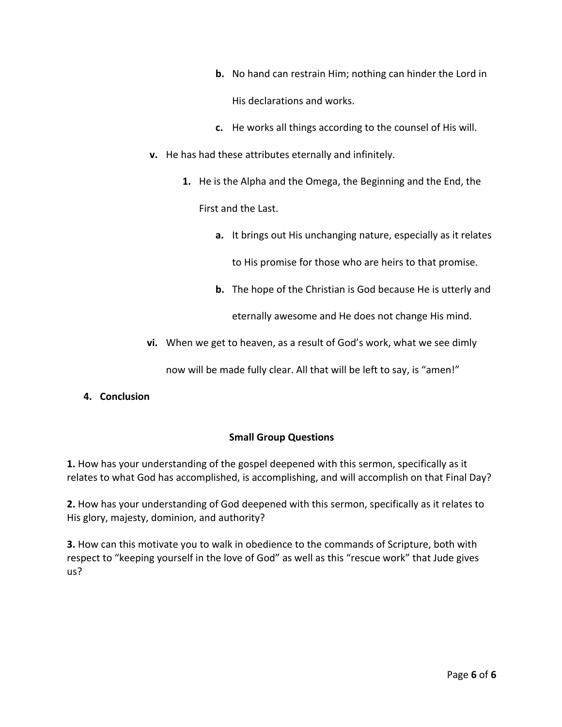- **b.** No hand can restrain Him; nothing can hinder the Lord in His declarations and works.
- **c.** He works all things according to the counsel of His will.

**v.** He has had these attributes eternally and infinitely.

1. He is the Alpha and the Omega, the Beginning and the End, the First and the Last.
    - **a.** It brings out His unchanging nature, especially as it relates to His promise for those who are heirs to that promise.
    - **b.** The hope of the Christian is God because He is utterly and eternally awesome and He does not change His mind.

**vi.** When we get to heaven, as a result of God's work, what we see dimly now will be made fully clear. All that will be left to say, is "amen!"

**4. Conclusion**

### Small Group Questions

**1.** How has your understanding of the gospel deepened with this sermon, specifically as it relates to what God has accomplished, is accomplishing, and will accomplish on that Final Day?

**2.** How has your understanding of God deepened with this sermon, specifically as it relates to His glory, majesty, dominion, and authority?

**3.** How can this motivate you to walk in obedience to the commands of Scripture, both with respect to "keeping yourself in the love of God" as well as this "rescue work" that Jude gives us?